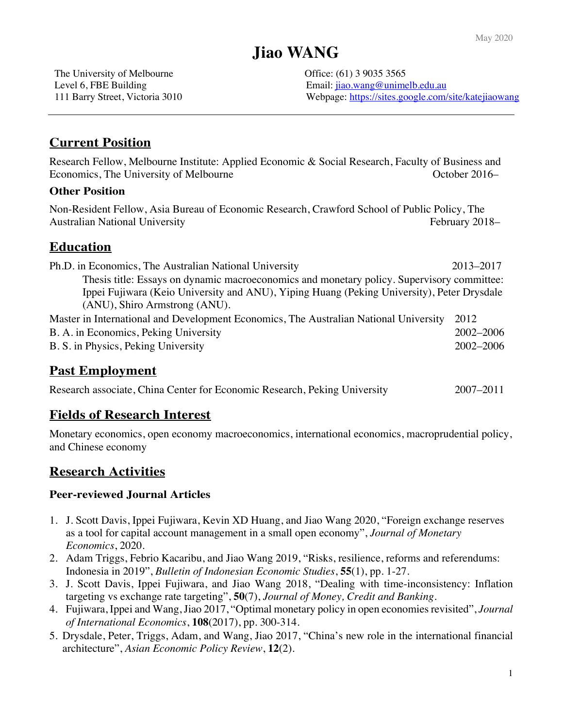May 2020

# Jiao WANG

The University of Melbourne
Level 6, FBE Building
111 Barry Street, Victoria 3010

Office: (61) 3 9035 3565
Email: [jiao.wang@unimelb.edu.au](mailto:jiao.wang@unimelb.edu.au)
Webpage: [https://sites.google.com/site/katejiaowang](https://sites.google.com/site/katejiaowang)

---

## Current Position

Research Fellow, Melbourne Institute: Applied Economic & Social Research, Faculty of Business and Economics, The University of Melbourne — October 2016–

### Other Position

Non-Resident Fellow, Asia Bureau of Economic Research, Crawford School of Public Policy, The Australian National University — February 2018–

## Education

Ph.D. in Economics, The Australian National University — 2013–2017

Thesis title: Essays on dynamic macroeconomics and monetary policy. Supervisory committee: Ippei Fujiwara (Keio University and ANU), Yiping Huang (Peking University), Peter Drysdale (ANU), Shiro Armstrong (ANU).

Master in International and Development Economics, The Australian National University — 2012

B. A. in Economics, Peking University — 2002–2006

B. S. in Physics, Peking University — 2002–2006

## Past Employment

Research associate, China Center for Economic Research, Peking University — 2007–2011

## Fields of Research Interest

Monetary economics, open economy macroeconomics, international economics, macroprudential policy, and Chinese economy

## Research Activities

### Peer-reviewed Journal Articles

1. J. Scott Davis, Ippei Fujiwara, Kevin XD Huang, and Jiao Wang 2020, "Foreign exchange reserves as a tool for capital account management in a small open economy", *Journal of Monetary Economics*, 2020.
2. Adam Triggs, Febrio Kacaribu, and Jiao Wang 2019, "Risks, resilience, reforms and referendums: Indonesia in 2019", *Bulletin of Indonesian Economic Studies*, **55**(1), pp. 1-27.
3. J. Scott Davis, Ippei Fujiwara, and Jiao Wang 2018, "Dealing with time-inconsistency: Inflation targeting vs exchange rate targeting", **50**(7), *Journal of Money, Credit and Banking*.
4. Fujiwara, Ippei and Wang, Jiao 2017, "Optimal monetary policy in open economies revisited", *Journal of International Economics*, **108**(2017), pp. 300-314.
5. Drysdale, Peter, Triggs, Adam, and Wang, Jiao 2017, "China's new role in the international financial architecture", *Asian Economic Policy Review*, **12**(2).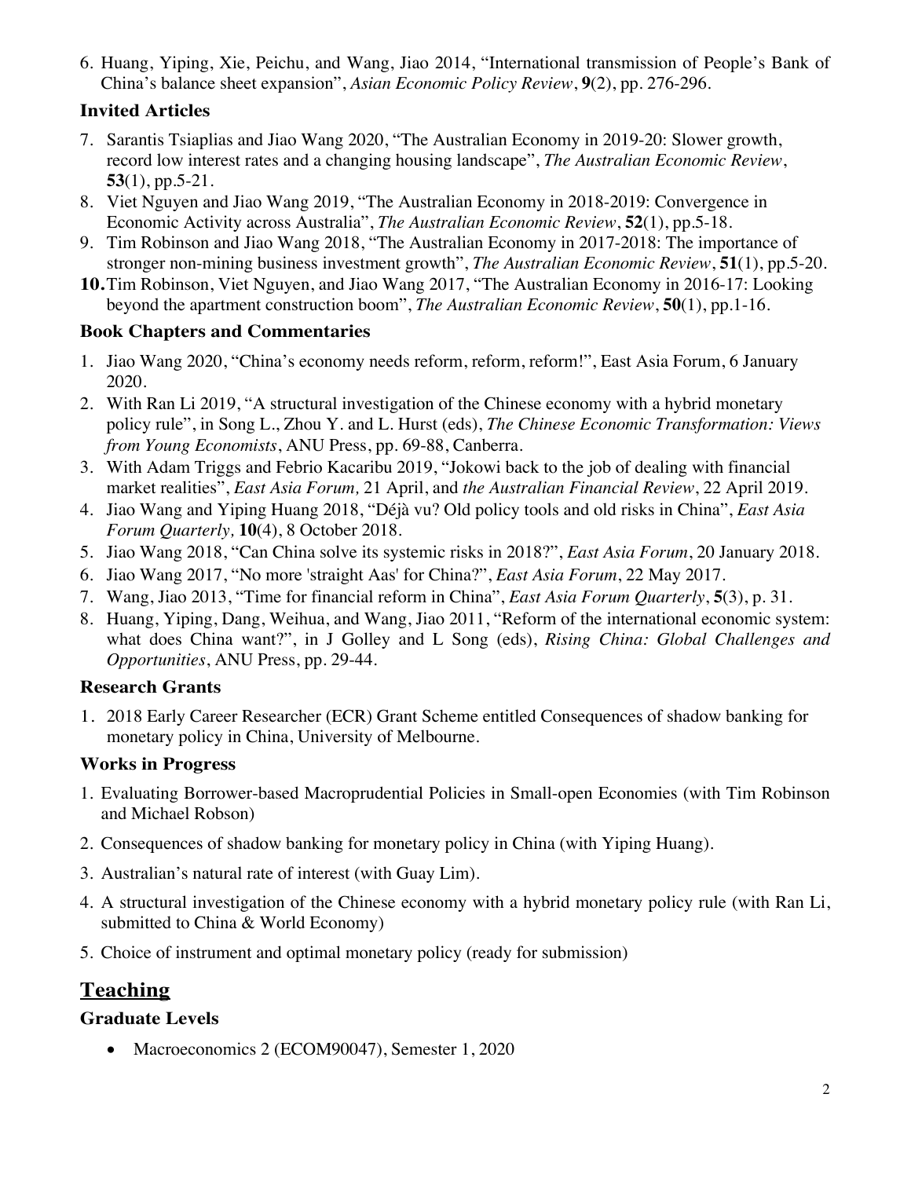6. Huang, Yiping, Xie, Peichu, and Wang, Jiao 2014, "International transmission of People's Bank of China's balance sheet expansion", *Asian Economic Policy Review*, **9**(2), pp. 276-296.

### Invited Articles

7. Sarantis Tsiaplias and Jiao Wang 2020, "The Australian Economy in 2019-20: Slower growth, record low interest rates and a changing housing landscape", *The Australian Economic Review*, **53**(1), pp.5-21.
8. Viet Nguyen and Jiao Wang 2019, "The Australian Economy in 2018-2019: Convergence in Economic Activity across Australia", *The Australian Economic Review*, **52**(1), pp.5-18.
9. Tim Robinson and Jiao Wang 2018, "The Australian Economy in 2017-2018: The importance of stronger non-mining business investment growth", *The Australian Economic Review*, **51**(1), pp.5-20.
10. Tim Robinson, Viet Nguyen, and Jiao Wang 2017, "The Australian Economy in 2016-17: Looking beyond the apartment construction boom", *The Australian Economic Review*, **50**(1), pp.1-16.

### Book Chapters and Commentaries

1. Jiao Wang 2020, "China's economy needs reform, reform, reform!", East Asia Forum, 6 January 2020.
2. With Ran Li 2019, "A structural investigation of the Chinese economy with a hybrid monetary policy rule", in Song L., Zhou Y. and L. Hurst (eds), *The Chinese Economic Transformation: Views from Young Economists*, ANU Press, pp. 69-88, Canberra.
3. With Adam Triggs and Febrio Kacaribu 2019, "Jokowi back to the job of dealing with financial market realities", *East Asia Forum,* 21 April, and *the Australian Financial Review*, 22 April 2019.
4. Jiao Wang and Yiping Huang 2018, "Déjà vu? Old policy tools and old risks in China", *East Asia Forum Quarterly,* **10**(4), 8 October 2018.
5. Jiao Wang 2018, "Can China solve its systemic risks in 2018?", *East Asia Forum*, 20 January 2018.
6. Jiao Wang 2017, "No more 'straight Aas' for China?", *East Asia Forum*, 22 May 2017.
7. Wang, Jiao 2013, "Time for financial reform in China", *East Asia Forum Quarterly*, **5**(3), p. 31.
8. Huang, Yiping, Dang, Weihua, and Wang, Jiao 2011, "Reform of the international economic system: what does China want?", in J Golley and L Song (eds), *Rising China: Global Challenges and Opportunities*, ANU Press, pp. 29-44.

### Research Grants

1. 2018 Early Career Researcher (ECR) Grant Scheme entitled Consequences of shadow banking for monetary policy in China, University of Melbourne.

### Works in Progress

1. Evaluating Borrower-based Macroprudential Policies in Small-open Economies (with Tim Robinson and Michael Robson)
2. Consequences of shadow banking for monetary policy in China (with Yiping Huang).
3. Australian's natural rate of interest (with Guay Lim).
4. A structural investigation of the Chinese economy with a hybrid monetary policy rule (with Ran Li, submitted to China & World Economy)
5. Choice of instrument and optimal monetary policy (ready for submission)

## Teaching

### Graduate Levels

- Macroeconomics 2 (ECOM90047), Semester 1, 2020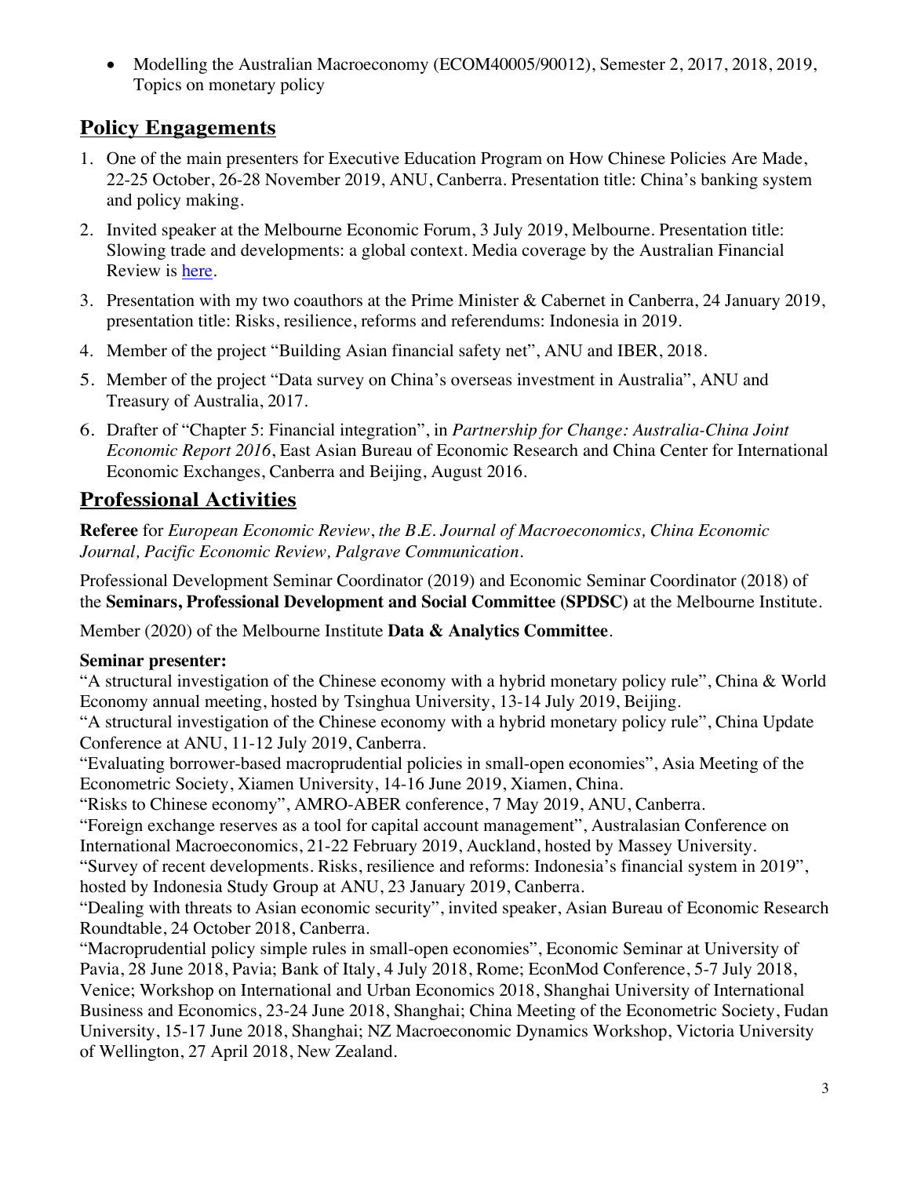- Modelling the Australian Macroeconomy (ECOM40005/90012), Semester 2, 2017, 2018, 2019, Topics on monetary policy

## Policy Engagements

1. One of the main presenters for Executive Education Program on How Chinese Policies Are Made, 22-25 October, 26-28 November 2019, ANU, Canberra. Presentation title: China's banking system and policy making.
2. Invited speaker at the Melbourne Economic Forum, 3 July 2019, Melbourne. Presentation title: Slowing trade and developments: a global context. Media coverage by the Australian Financial Review is here.
3. Presentation with my two coauthors at the Prime Minister & Cabernet in Canberra, 24 January 2019, presentation title: Risks, resilience, reforms and referendums: Indonesia in 2019.
4. Member of the project "Building Asian financial safety net", ANU and IBER, 2018.
5. Member of the project "Data survey on China's overseas investment in Australia", ANU and Treasury of Australia, 2017.
6. Drafter of "Chapter 5: Financial integration", in *Partnership for Change: Australia-China Joint Economic Report 2016*, East Asian Bureau of Economic Research and China Center for International Economic Exchanges, Canberra and Beijing, August 2016.

## Professional Activities

**Referee** for *European Economic Review*, *the B.E. Journal of Macroeconomics, China Economic Journal, Pacific Economic Review, Palgrave Communication*.

Professional Development Seminar Coordinator (2019) and Economic Seminar Coordinator (2018) of the **Seminars, Professional Development and Social Committee (SPDSC)** at the Melbourne Institute.

Member (2020) of the Melbourne Institute **Data & Analytics Committee**.

**Seminar presenter:**

"A structural investigation of the Chinese economy with a hybrid monetary policy rule", China & World Economy annual meeting, hosted by Tsinghua University, 13-14 July 2019, Beijing.

"A structural investigation of the Chinese economy with a hybrid monetary policy rule", China Update Conference at ANU, 11-12 July 2019, Canberra.

"Evaluating borrower-based macroprudential policies in small-open economies", Asia Meeting of the Econometric Society, Xiamen University, 14-16 June 2019, Xiamen, China.

"Risks to Chinese economy", AMRO-ABER conference, 7 May 2019, ANU, Canberra.

"Foreign exchange reserves as a tool for capital account management", Australasian Conference on International Macroeconomics, 21-22 February 2019, Auckland, hosted by Massey University.

"Survey of recent developments. Risks, resilience and reforms: Indonesia's financial system in 2019", hosted by Indonesia Study Group at ANU, 23 January 2019, Canberra.

"Dealing with threats to Asian economic security", invited speaker, Asian Bureau of Economic Research Roundtable, 24 October 2018, Canberra.

"Macroprudential policy simple rules in small-open economies", Economic Seminar at University of Pavia, 28 June 2018, Pavia; Bank of Italy, 4 July 2018, Rome; EconMod Conference, 5-7 July 2018, Venice; Workshop on International and Urban Economics 2018, Shanghai University of International Business and Economics, 23-24 June 2018, Shanghai; China Meeting of the Econometric Society, Fudan University, 15-17 June 2018, Shanghai; NZ Macroeconomic Dynamics Workshop, Victoria University of Wellington, 27 April 2018, New Zealand.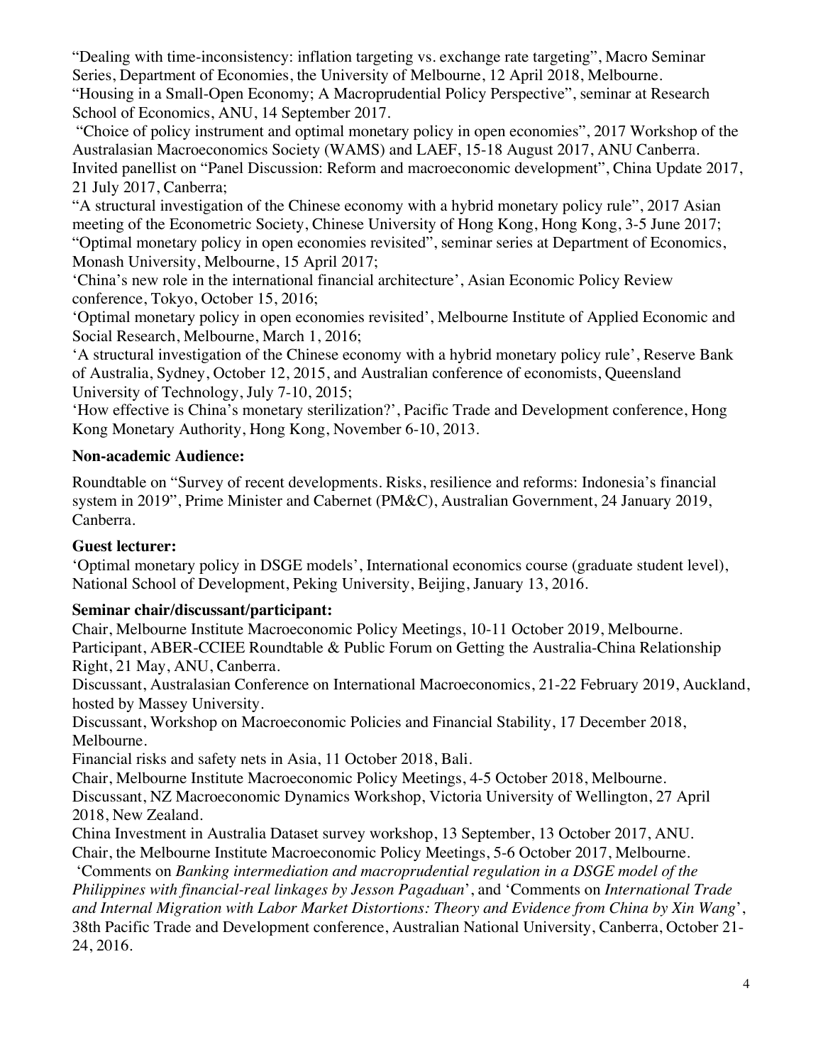"Dealing with time-inconsistency: inflation targeting vs. exchange rate targeting", Macro Seminar Series, Department of Economies, the University of Melbourne, 12 April 2018, Melbourne.
"Housing in a Small-Open Economy; A Macroprudential Policy Perspective", seminar at Research School of Economics, ANU, 14 September 2017.
"Choice of policy instrument and optimal monetary policy in open economies", 2017 Workshop of the Australasian Macroeconomics Society (WAMS) and LAEF, 15-18 August 2017, ANU Canberra.
Invited panellist on "Panel Discussion: Reform and macroeconomic development", China Update 2017, 21 July 2017, Canberra;
"A structural investigation of the Chinese economy with a hybrid monetary policy rule", 2017 Asian meeting of the Econometric Society, Chinese University of Hong Kong, Hong Kong, 3-5 June 2017;
"Optimal monetary policy in open economies revisited", seminar series at Department of Economics, Monash University, Melbourne, 15 April 2017;
'China's new role in the international financial architecture', Asian Economic Policy Review conference, Tokyo, October 15, 2016;
'Optimal monetary policy in open economies revisited', Melbourne Institute of Applied Economic and Social Research, Melbourne, March 1, 2016;
'A structural investigation of the Chinese economy with a hybrid monetary policy rule', Reserve Bank of Australia, Sydney, October 12, 2015, and Australian conference of economists, Queensland University of Technology, July 7-10, 2015;
'How effective is China's monetary sterilization?', Pacific Trade and Development conference, Hong Kong Monetary Authority, Hong Kong, November 6-10, 2013.

**Non-academic Audience:**

Roundtable on "Survey of recent developments. Risks, resilience and reforms: Indonesia's financial system in 2019", Prime Minister and Cabernet (PM&C), Australian Government, 24 January 2019, Canberra.

**Guest lecturer:**

'Optimal monetary policy in DSGE models', International economics course (graduate student level), National School of Development, Peking University, Beijing, January 13, 2016.

**Seminar chair/discussant/participant:**

Chair, Melbourne Institute Macroeconomic Policy Meetings, 10-11 October 2019, Melbourne.
Participant, ABER-CCIEE Roundtable & Public Forum on Getting the Australia-China Relationship Right, 21 May, ANU, Canberra.
Discussant, Australasian Conference on International Macroeconomics, 21-22 February 2019, Auckland, hosted by Massey University.
Discussant, Workshop on Macroeconomic Policies and Financial Stability, 17 December 2018, Melbourne.
Financial risks and safety nets in Asia, 11 October 2018, Bali.
Chair, Melbourne Institute Macroeconomic Policy Meetings, 4-5 October 2018, Melbourne.
Discussant, NZ Macroeconomic Dynamics Workshop, Victoria University of Wellington, 27 April 2018, New Zealand.
China Investment in Australia Dataset survey workshop, 13 September, 13 October 2017, ANU.
Chair, the Melbourne Institute Macroeconomic Policy Meetings, 5-6 October 2017, Melbourne.
'Comments on *Banking intermediation and macroprudential regulation in a DSGE model of the Philippines with financial-real linkages by Jesson Pagaduan*', and 'Comments on *International Trade and Internal Migration with Labor Market Distortions: Theory and Evidence from China by Xin Wang*', 38th Pacific Trade and Development conference, Australian National University, Canberra, October 21-24, 2016.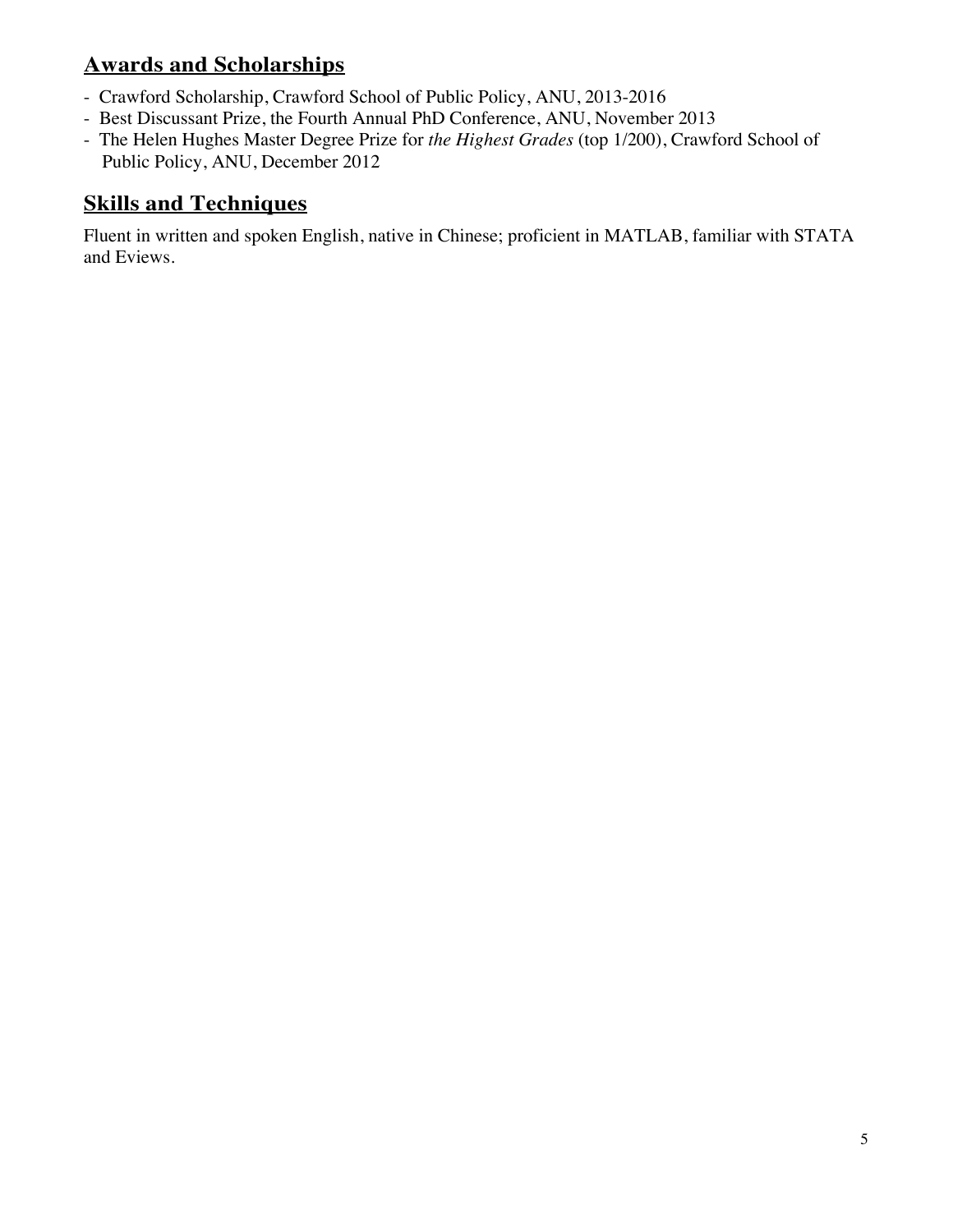## Awards and Scholarships

- Crawford Scholarship, Crawford School of Public Policy, ANU, 2013-2016
- Best Discussant Prize, the Fourth Annual PhD Conference, ANU, November 2013
- The Helen Hughes Master Degree Prize for *the Highest Grades* (top 1/200), Crawford School of Public Policy, ANU, December 2012

## Skills and Techniques

Fluent in written and spoken English, native in Chinese; proficient in MATLAB, familiar with STATA and Eviews.